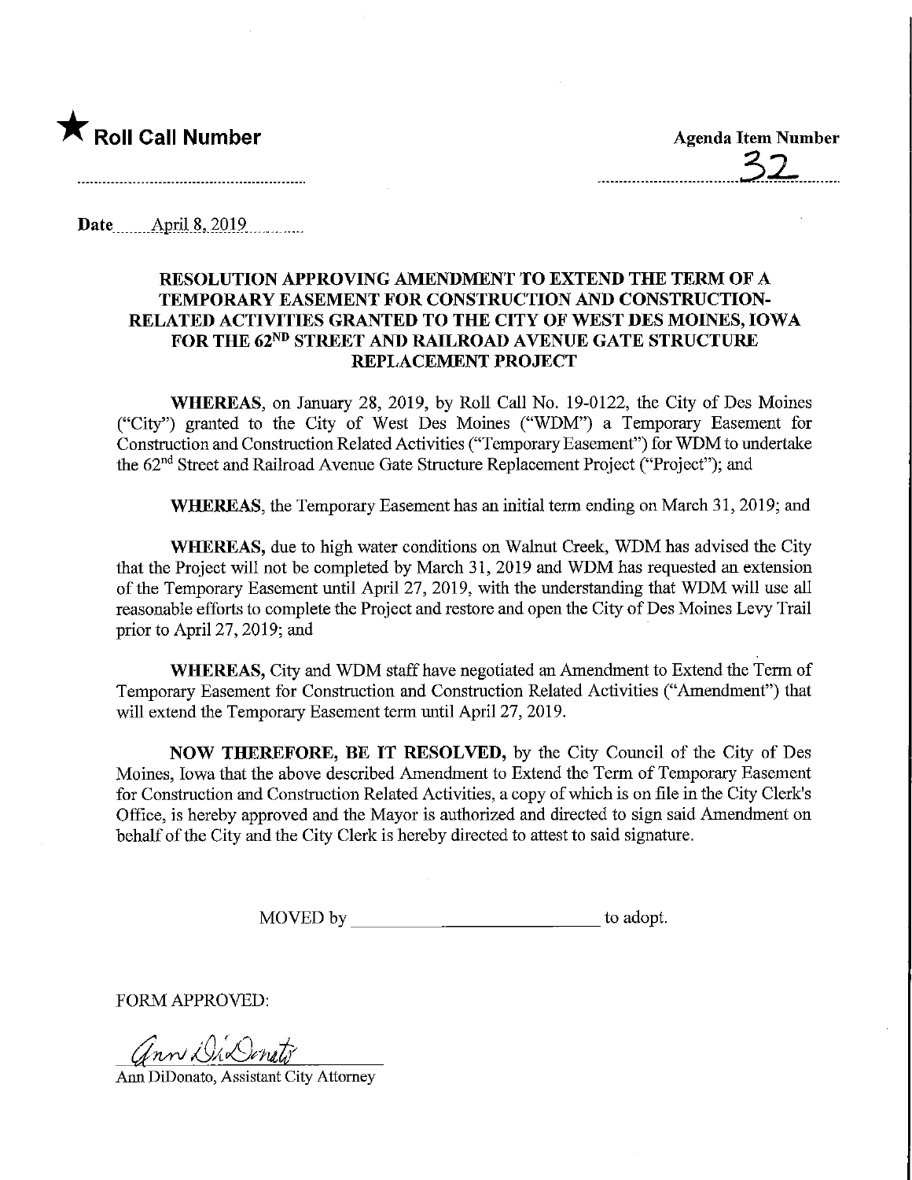★ **Roll Call Number**

**Agenda Item Number**

32

**Date** April 8, 2019

**RESOLUTION APPROVING AMENDMENT TO EXTEND THE TERM OF A TEMPORARY EASEMENT FOR CONSTRUCTION AND CONSTRUCTION-RELATED ACTIVITIES GRANTED TO THE CITY OF WEST DES MOINES, IOWA FOR THE 62ND STREET AND RAILROAD AVENUE GATE STRUCTURE REPLACEMENT PROJECT**

**WHEREAS**, on January 28, 2019, by Roll Call No. 19-0122, the City of Des Moines ("City") granted to the City of West Des Moines ("WDM") a Temporary Easement for Construction and Construction Related Activities ("Temporary Easement") for WDM to undertake the 62nd Street and Railroad Avenue Gate Structure Replacement Project ("Project"); and

**WHEREAS**, the Temporary Easement has an initial term ending on March 31, 2019; and

**WHEREAS,** due to high water conditions on Walnut Creek, WDM has advised the City that the Project will not be completed by March 31, 2019 and WDM has requested an extension of the Temporary Easement until April 27, 2019, with the understanding that WDM will use all reasonable efforts to complete the Project and restore and open the City of Des Moines Levy Trail prior to April 27, 2019; and

**WHEREAS,** City and WDM staff have negotiated an Amendment to Extend the Term of Temporary Easement for Construction and Construction Related Activities ("Amendment") that will extend the Temporary Easement term until April 27, 2019.

**NOW THEREFORE, BE IT RESOLVED,** by the City Council of the City of Des Moines, Iowa that the above described Amendment to Extend the Term of Temporary Easement for Construction and Construction Related Activities, a copy of which is on file in the City Clerk's Office, is hereby approved and the Mayor is authorized and directed to sign said Amendment on behalf of the City and the City Clerk is hereby directed to attest to said signature.

MOVED by ______________________________ to adopt.

FORM APPROVED:

Ann DiDonato, Assistant City Attorney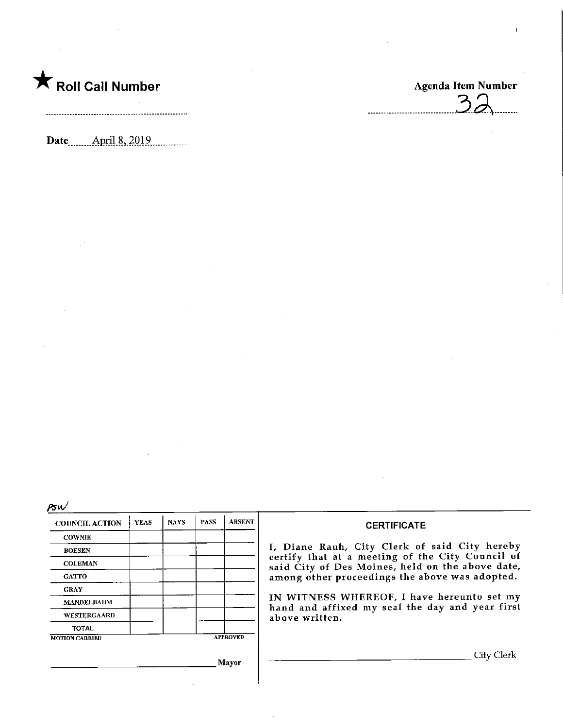★ **Roll Call Number**

**Agenda Item Number**

32

**Date** April 8, 2019

PSW

| COUNCIL ACTION | YEAS | NAYS | PASS | ABSENT |
|---|---|---|---|---|
| COWNIE | | | | |
| BOESEN | | | | |
| COLEMAN | | | | |
| GATTO | | | | |
| GRAY | | | | |
| MANDELBAUM | | | | |
| WESTERGAARD | | | | |
| TOTAL | | | | |

MOTION CARRIED APPROVED

_______________________ Mayor

**CERTIFICATE**

I, Diane Rauh, City Clerk of said City hereby certify that at a meeting of the City Council of said City of Des Moines, held on the above date, among other proceedings the above was adopted.

IN WITNESS WHEREOF, I have hereunto set my hand and affixed my seal the day and year first above written.

_______________________ City Clerk